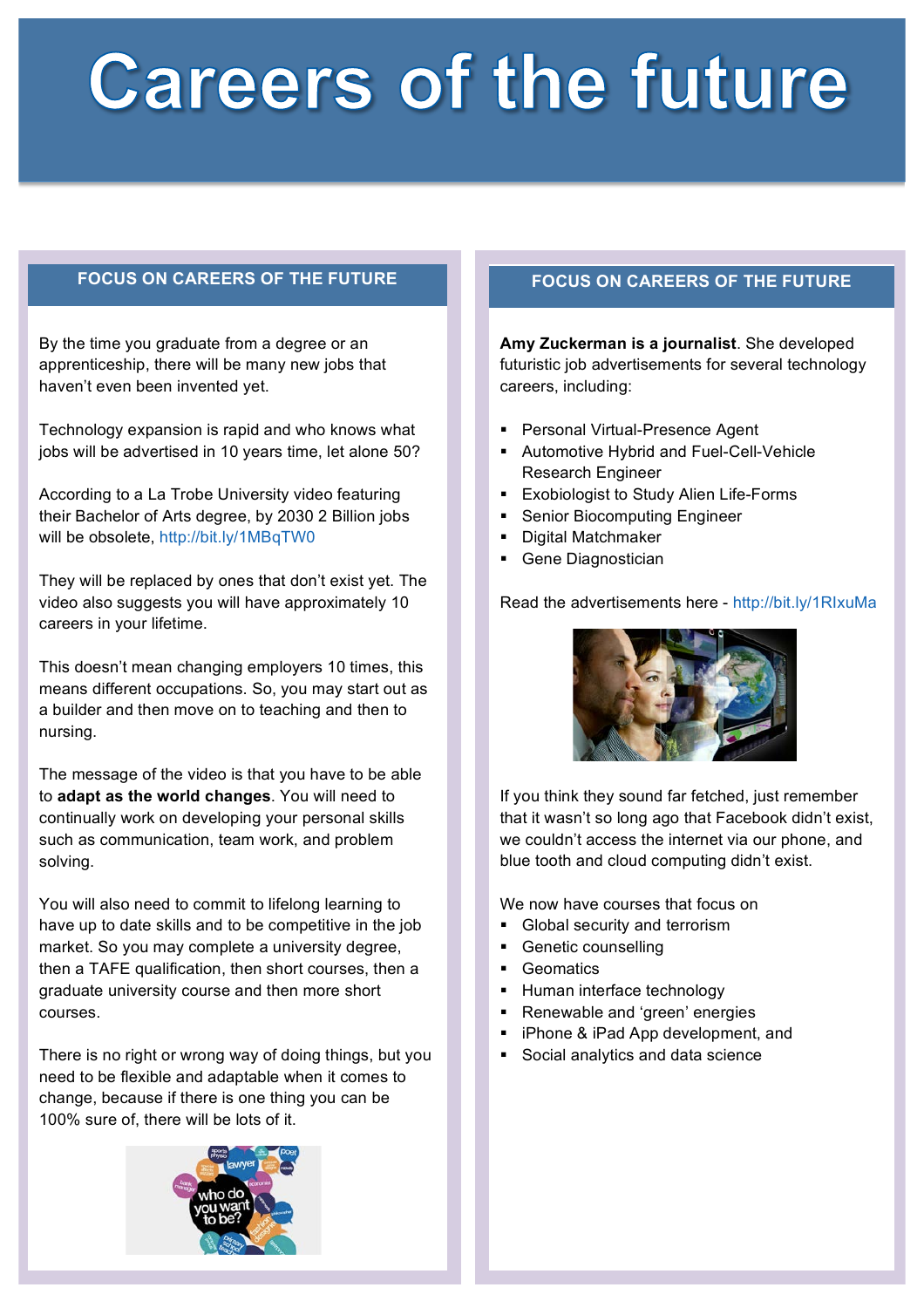# Careers of the future

## FOCUS ON CAREERS OF THE FUTURE

By the time you graduate from a degree or an apprenticeship, there will be many new jobs that haven't even been invented yet.

Technology expansion is rapid and who knows what jobs will be advertised in 10 years time, let alone 50?

According to a La Trobe University video featuring their Bachelor of Arts degree, by 2030 2 Billion jobs will be obsolete, http://bit.ly/1MBqTW0

They will be replaced by ones that don't exist yet. The video also suggests you will have approximately 10 careers in your lifetime.

This doesn't mean changing employers 10 times, this means different occupations. So, you may start out as a builder and then move on to teaching and then to nursing.

The message of the video is that you have to be able to **adapt as the world changes**. You will need to continually work on developing your personal skills such as communication, team work, and problem solving.

You will also need to commit to lifelong learning to have up to date skills and to be competitive in the job market. So you may complete a university degree, then a TAFE qualification, then short courses, then a graduate university course and then more short courses.

There is no right or wrong way of doing things, but you need to be flexible and adaptable when it comes to change, because if there is one thing you can be 100% sure of, there will be lots of it.

## FOCUS ON CAREERS OF THE FUTURE

**Amy Zuckerman is a journalist**. She developed futuristic job advertisements for several technology careers, including:

- Personal Virtual-Presence Agent
- Automotive Hybrid and Fuel-Cell-Vehicle Research Engineer
- Exobiologist to Study Alien Life-Forms
- Senior Biocomputing Engineer
- Digital Matchmaker
- Gene Diagnostician

Read the advertisements here - http://bit.ly/1RIxuMa

If you think they sound far fetched, just remember that it wasn't so long ago that Facebook didn't exist, we couldn't access the internet via our phone, and blue tooth and cloud computing didn't exist.

We now have courses that focus on

- Global security and terrorism
- Genetic counselling
- Geomatics
- Human interface technology
- Renewable and 'green' energies
- iPhone & iPad App development, and
- Social analytics and data science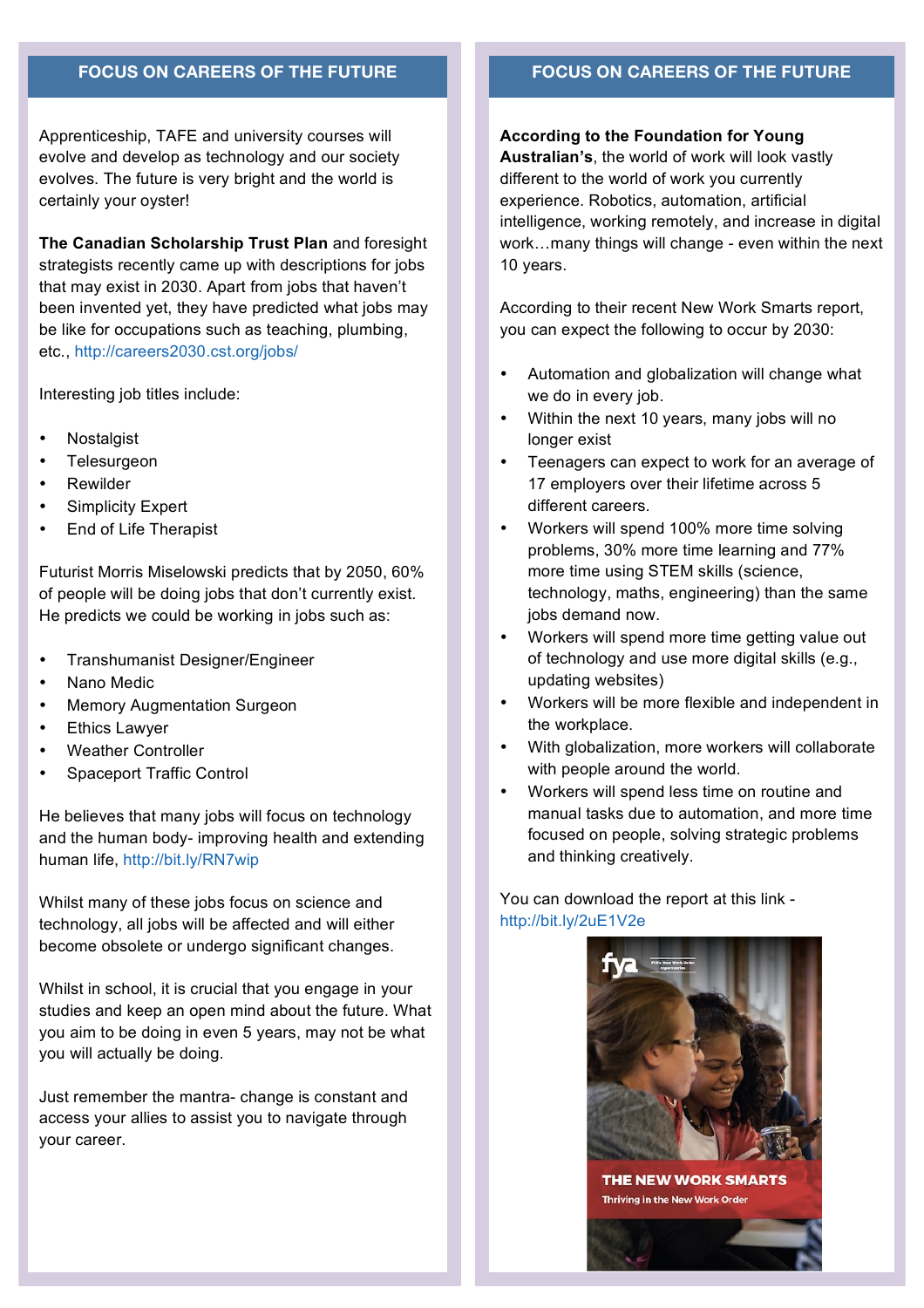## FOCUS ON CAREERS OF THE FUTURE

Apprenticeship, TAFE and university courses will evolve and develop as technology and our society evolves. The future is very bright and the world is certainly your oyster!

**The Canadian Scholarship Trust Plan** and foresight strategists recently came up with descriptions for jobs that may exist in 2030. Apart from jobs that haven't been invented yet, they have predicted what jobs may be like for occupations such as teaching, plumbing, etc., http://careers2030.cst.org/jobs/

Interesting job titles include:

- Nostalgist
- Telesurgeon
- Rewilder
- Simplicity Expert
- End of Life Therapist

Futurist Morris Miselowski predicts that by 2050, 60% of people will be doing jobs that don't currently exist. He predicts we could be working in jobs such as:

- Transhumanist Designer/Engineer
- Nano Medic
- Memory Augmentation Surgeon
- Ethics Lawyer
- Weather Controller
- Spaceport Traffic Control

He believes that many jobs will focus on technology and the human body- improving health and extending human life, http://bit.ly/RN7wip

Whilst many of these jobs focus on science and technology, all jobs will be affected and will either become obsolete or undergo significant changes.

Whilst in school, it is crucial that you engage in your studies and keep an open mind about the future. What you aim to be doing in even 5 years, may not be what you will actually be doing.

Just remember the mantra- change is constant and access your allies to assist you to navigate through your career.

## FOCUS ON CAREERS OF THE FUTURE

**According to the Foundation for Young Australian's**, the world of work will look vastly different to the world of work you currently experience. Robotics, automation, artificial intelligence, working remotely, and increase in digital work…many things will change - even within the next 10 years.

According to their recent New Work Smarts report, you can expect the following to occur by 2030:

- Automation and globalization will change what we do in every job.
- Within the next 10 years, many jobs will no longer exist
- Teenagers can expect to work for an average of 17 employers over their lifetime across 5 different careers.
- Workers will spend 100% more time solving problems, 30% more time learning and 77% more time using STEM skills (science, technology, maths, engineering) than the same jobs demand now.
- Workers will spend more time getting value out of technology and use more digital skills (e.g., updating websites)
- Workers will be more flexible and independent in the workplace.
- With globalization, more workers will collaborate with people around the world.
- Workers will spend less time on routine and manual tasks due to automation, and more time focused on people, solving strategic problems and thinking creatively.

You can download the report at this link - http://bit.ly/2uE1V2e

THE NEW WORK SMARTS

Thriving in the New Work Order